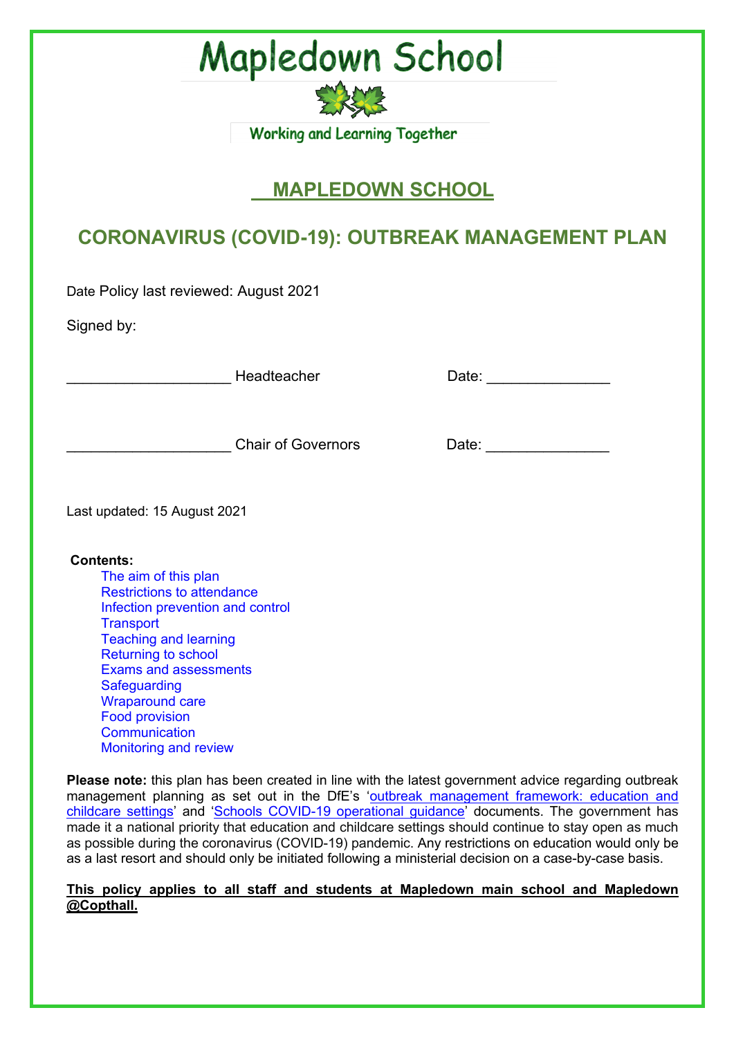# Mapledown School

Working and Learning Together

## MAPLEDOWN SCHOOL

## CORONAVIRUS (COVID-19): OUTBREAK MANAGEMENT PLAN

Date Policy last reviewed: August 2021

Signed by:

____________________ Headteacher Date: _______________

____________________ Chair of Governors Date: _______________

Last updated: 15 August 2021

**Contents:**

- The aim of this plan
- Restrictions to attendance
- Infection prevention and control
- Transport
- Teaching and learning
- Returning to school
- Exams and assessments
- Safeguarding
- Wraparound care
- Food provision
- Communication
- Monitoring and review

**Please note:** this plan has been created in line with the latest government advice regarding outbreak management planning as set out in the DfE's 'outbreak management framework: education and childcare settings' and 'Schools COVID-19 operational guidance' documents. The government has made it a national priority that education and childcare settings should continue to stay open as much as possible during the coronavirus (COVID-19) pandemic. Any restrictions on education would only be as a last resort and should only be initiated following a ministerial decision on a case-by-case basis.

**This policy applies to all staff and students at Mapledown main school and Mapledown @Copthall.**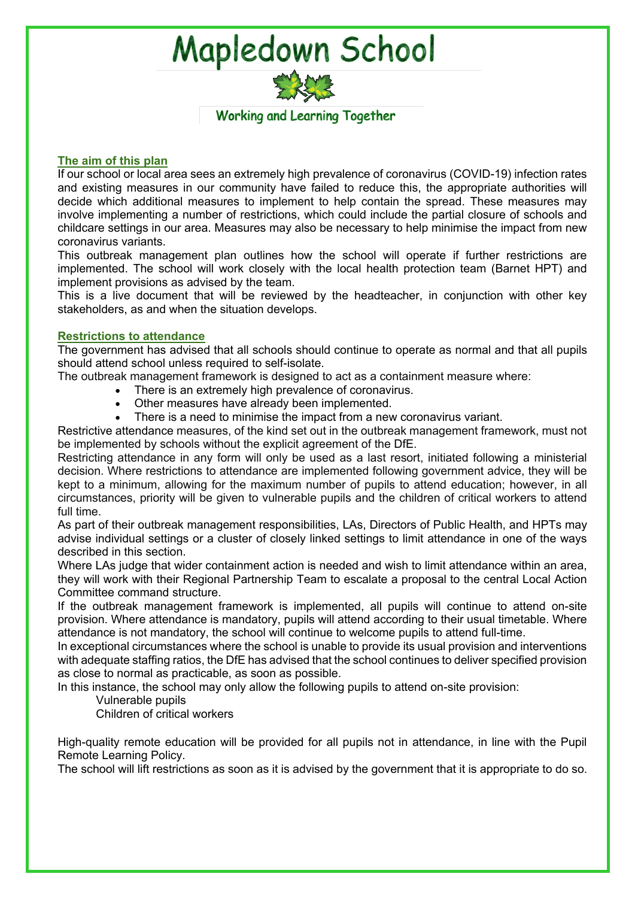# Mapledown School

Working and Learning Together

## The aim of this plan

If our school or local area sees an extremely high prevalence of coronavirus (COVID-19) infection rates and existing measures in our community have failed to reduce this, the appropriate authorities will decide which additional measures to implement to help contain the spread. These measures may involve implementing a number of restrictions, which could include the partial closure of schools and childcare settings in our area. Measures may also be necessary to help minimise the impact from new coronavirus variants.

This outbreak management plan outlines how the school will operate if further restrictions are implemented. The school will work closely with the local health protection team (Barnet HPT) and implement provisions as advised by the team.

This is a live document that will be reviewed by the headteacher, in conjunction with other key stakeholders, as and when the situation develops.

## Restrictions to attendance

The government has advised that all schools should continue to operate as normal and that all pupils should attend school unless required to self-isolate.

The outbreak management framework is designed to act as a containment measure where:

- There is an extremely high prevalence of coronavirus.
- Other measures have already been implemented.
- There is a need to minimise the impact from a new coronavirus variant.

Restrictive attendance measures, of the kind set out in the outbreak management framework, must not be implemented by schools without the explicit agreement of the DfE.

Restricting attendance in any form will only be used as a last resort, initiated following a ministerial decision. Where restrictions to attendance are implemented following government advice, they will be kept to a minimum, allowing for the maximum number of pupils to attend education; however, in all circumstances, priority will be given to vulnerable pupils and the children of critical workers to attend full time.

As part of their outbreak management responsibilities, LAs, Directors of Public Health, and HPTs may advise individual settings or a cluster of closely linked settings to limit attendance in one of the ways described in this section.

Where LAs judge that wider containment action is needed and wish to limit attendance within an area, they will work with their Regional Partnership Team to escalate a proposal to the central Local Action Committee command structure.

If the outbreak management framework is implemented, all pupils will continue to attend on-site provision. Where attendance is mandatory, pupils will attend according to their usual timetable. Where attendance is not mandatory, the school will continue to welcome pupils to attend full-time.

In exceptional circumstances where the school is unable to provide its usual provision and interventions with adequate staffing ratios, the DfE has advised that the school continues to deliver specified provision as close to normal as practicable, as soon as possible.

In this instance, the school may only allow the following pupils to attend on-site provision:

Vulnerable pupils
Children of critical workers

High-quality remote education will be provided for all pupils not in attendance, in line with the Pupil Remote Learning Policy.

The school will lift restrictions as soon as it is advised by the government that it is appropriate to do so.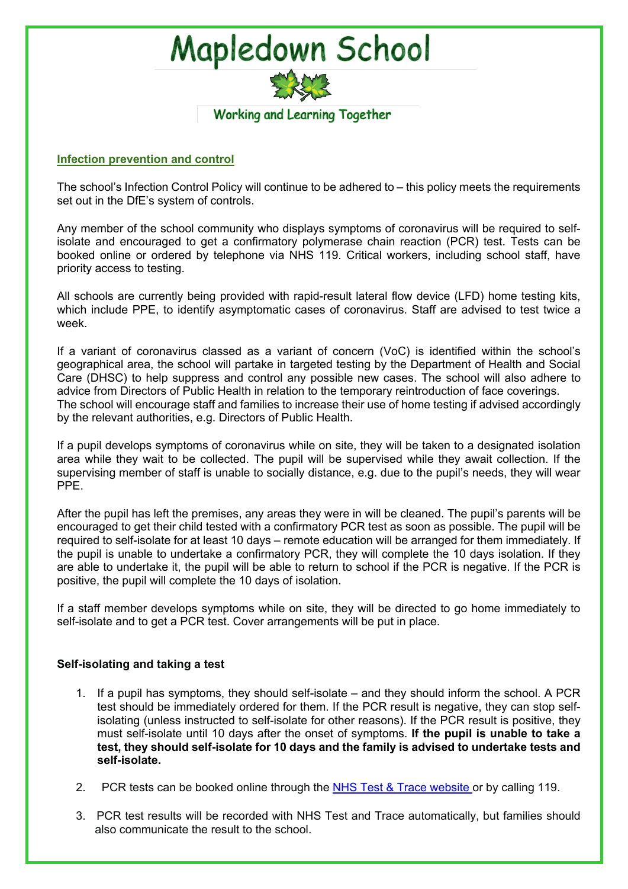## Infection prevention and control

The school's Infection Control Policy will continue to be adhered to – this policy meets the requirements set out in the DfE's system of controls.

Any member of the school community who displays symptoms of coronavirus will be required to self-isolate and encouraged to get a confirmatory polymerase chain reaction (PCR) test. Tests can be booked online or ordered by telephone via NHS 119. Critical workers, including school staff, have priority access to testing.

All schools are currently being provided with rapid-result lateral flow device (LFD) home testing kits, which include PPE, to identify asymptomatic cases of coronavirus. Staff are advised to test twice a week.

If a variant of coronavirus classed as a variant of concern (VoC) is identified within the school's geographical area, the school will partake in targeted testing by the Department of Health and Social Care (DHSC) to help suppress and control any possible new cases. The school will also adhere to advice from Directors of Public Health in relation to the temporary reintroduction of face coverings. The school will encourage staff and families to increase their use of home testing if advised accordingly by the relevant authorities, e.g. Directors of Public Health.

If a pupil develops symptoms of coronavirus while on site, they will be taken to a designated isolation area while they wait to be collected. The pupil will be supervised while they await collection. If the supervising member of staff is unable to socially distance, e.g. due to the pupil's needs, they will wear PPE.

After the pupil has left the premises, any areas they were in will be cleaned. The pupil's parents will be encouraged to get their child tested with a confirmatory PCR test as soon as possible. The pupil will be required to self-isolate for at least 10 days – remote education will be arranged for them immediately. If the pupil is unable to undertake a confirmatory PCR, they will complete the 10 days isolation. If they are able to undertake it, the pupil will be able to return to school if the PCR is negative. If the PCR is positive, the pupil will complete the 10 days of isolation.

If a staff member develops symptoms while on site, they will be directed to go home immediately to self-isolate and to get a PCR test. Cover arrangements will be put in place.

### Self-isolating and taking a test

1. If a pupil has symptoms, they should self-isolate – and they should inform the school. A PCR test should be immediately ordered for them. If the PCR result is negative, they can stop self-isolating (unless instructed to self-isolate for other reasons). If the PCR result is positive, they must self-isolate until 10 days after the onset of symptoms. **If the pupil is unable to take a test, they should self-isolate for 10 days and the family is advised to undertake tests and self-isolate.**

2. PCR tests can be booked online through the NHS Test & Trace website or by calling 119.

3. PCR test results will be recorded with NHS Test and Trace automatically, but families should also communicate the result to the school.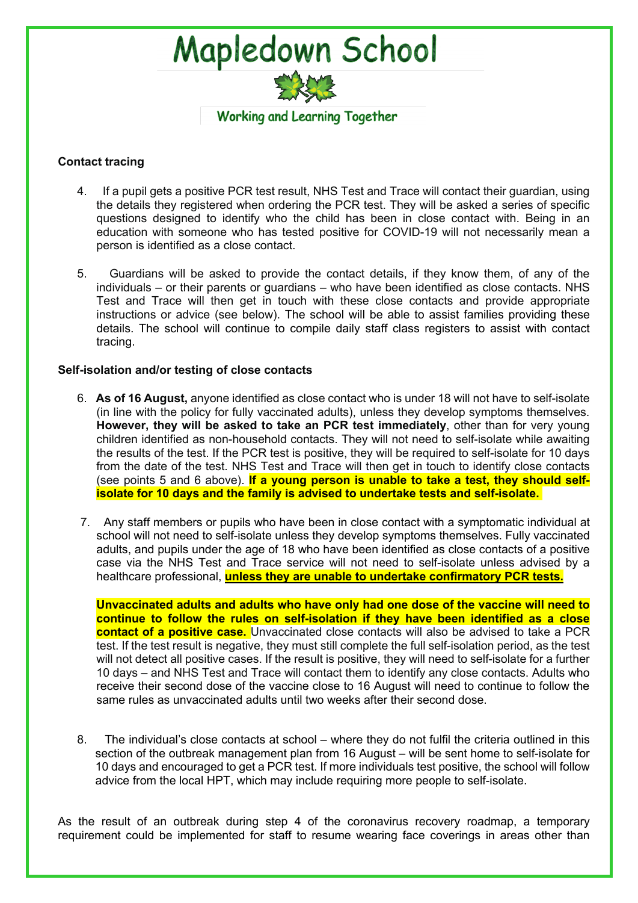# Mapledown School

Working and Learning Together

**Contact tracing**

4. If a pupil gets a positive PCR test result, NHS Test and Trace will contact their guardian, using the details they registered when ordering the PCR test. They will be asked a series of specific questions designed to identify who the child has been in close contact with. Being in an education with someone who has tested positive for COVID-19 will not necessarily mean a person is identified as a close contact.

5. Guardians will be asked to provide the contact details, if they know them, of any of the individuals – or their parents or guardians – who have been identified as close contacts. NHS Test and Trace will then get in touch with these close contacts and provide appropriate instructions or advice (see below). The school will be able to assist families providing these details. The school will continue to compile daily staff class registers to assist with contact tracing.

**Self-isolation and/or testing of close contacts**

6. **As of 16 August,** anyone identified as close contact who is under 18 will not have to self-isolate (in line with the policy for fully vaccinated adults), unless they develop symptoms themselves. **However, they will be asked to take an PCR test immediately**, other than for very young children identified as non-household contacts. They will not need to self-isolate while awaiting the results of the test. If the PCR test is positive, they will be required to self-isolate for 10 days from the date of the test. NHS Test and Trace will then get in touch to identify close contacts (see points 5 and 6 above). **If a young person is unable to take a test, they should self-isolate for 10 days and the family is advised to undertake tests and self-isolate.**

7. Any staff members or pupils who have been in close contact with a symptomatic individual at school will not need to self-isolate unless they develop symptoms themselves. Fully vaccinated adults, and pupils under the age of 18 who have been identified as close contacts of a positive case via the NHS Test and Trace service will not need to self-isolate unless advised by a healthcare professional, **unless they are unable to undertake confirmatory PCR tests.**

   **Unvaccinated adults and adults who have only had one dose of the vaccine will need to continue to follow the rules on self-isolation if they have been identified as a close contact of a positive case.** Unvaccinated close contacts will also be advised to take a PCR test. If the test result is negative, they must still complete the full self-isolation period, as the test will not detect all positive cases. If the result is positive, they will need to self-isolate for a further 10 days – and NHS Test and Trace will contact them to identify any close contacts. Adults who receive their second dose of the vaccine close to 16 August will need to continue to follow the same rules as unvaccinated adults until two weeks after their second dose.

8. The individual's close contacts at school – where they do not fulfil the criteria outlined in this section of the outbreak management plan from 16 August – will be sent home to self-isolate for 10 days and encouraged to get a PCR test. If more individuals test positive, the school will follow advice from the local HPT, which may include requiring more people to self-isolate.

As the result of an outbreak during step 4 of the coronavirus recovery roadmap, a temporary requirement could be implemented for staff to resume wearing face coverings in areas other than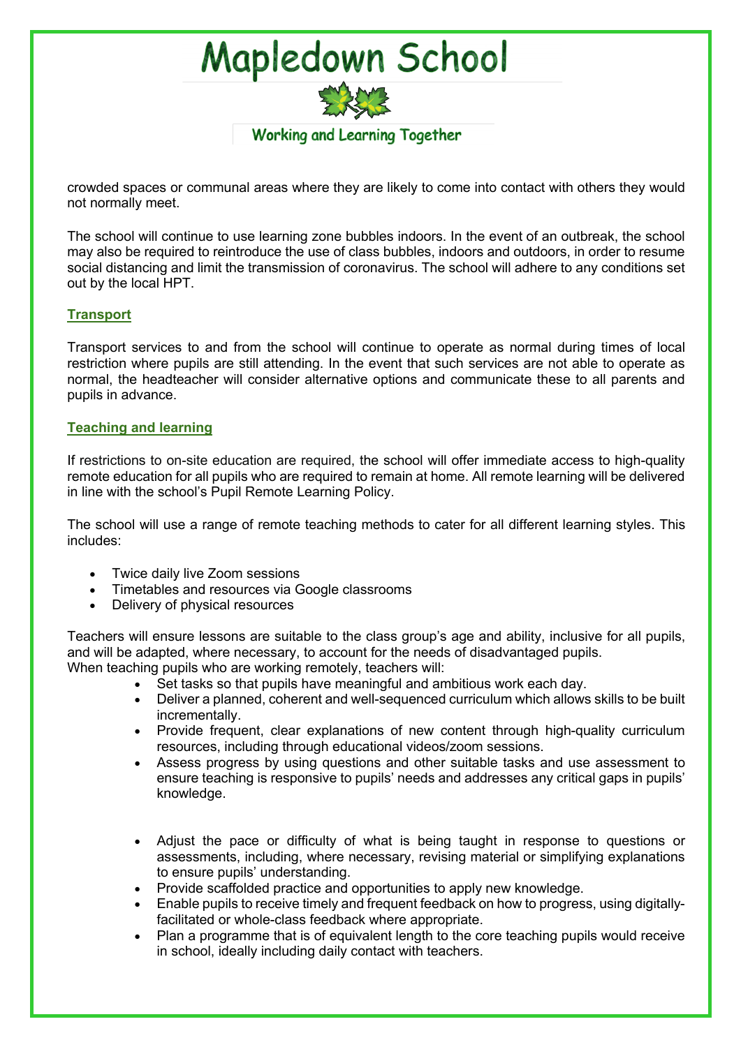crowded spaces or communal areas where they are likely to come into contact with others they would not normally meet.

The school will continue to use learning zone bubbles indoors. In the event of an outbreak, the school may also be required to reintroduce the use of class bubbles, indoors and outdoors, in order to resume social distancing and limit the transmission of coronavirus. The school will adhere to any conditions set out by the local HPT.

## Transport

Transport services to and from the school will continue to operate as normal during times of local restriction where pupils are still attending. In the event that such services are not able to operate as normal, the headteacher will consider alternative options and communicate these to all parents and pupils in advance.

## Teaching and learning

If restrictions to on-site education are required, the school will offer immediate access to high-quality remote education for all pupils who are required to remain at home. All remote learning will be delivered in line with the school's Pupil Remote Learning Policy.

The school will use a range of remote teaching methods to cater for all different learning styles. This includes:

- Twice daily live Zoom sessions
- Timetables and resources via Google classrooms
- Delivery of physical resources

Teachers will ensure lessons are suitable to the class group's age and ability, inclusive for all pupils, and will be adapted, where necessary, to account for the needs of disadvantaged pupils.
When teaching pupils who are working remotely, teachers will:

- Set tasks so that pupils have meaningful and ambitious work each day.
- Deliver a planned, coherent and well-sequenced curriculum which allows skills to be built incrementally.
- Provide frequent, clear explanations of new content through high-quality curriculum resources, including through educational videos/zoom sessions.
- Assess progress by using questions and other suitable tasks and use assessment to ensure teaching is responsive to pupils' needs and addresses any critical gaps in pupils' knowledge.
- Adjust the pace or difficulty of what is being taught in response to questions or assessments, including, where necessary, revising material or simplifying explanations to ensure pupils' understanding.
- Provide scaffolded practice and opportunities to apply new knowledge.
- Enable pupils to receive timely and frequent feedback on how to progress, using digitally-facilitated or whole-class feedback where appropriate.
- Plan a programme that is of equivalent length to the core teaching pupils would receive in school, ideally including daily contact with teachers.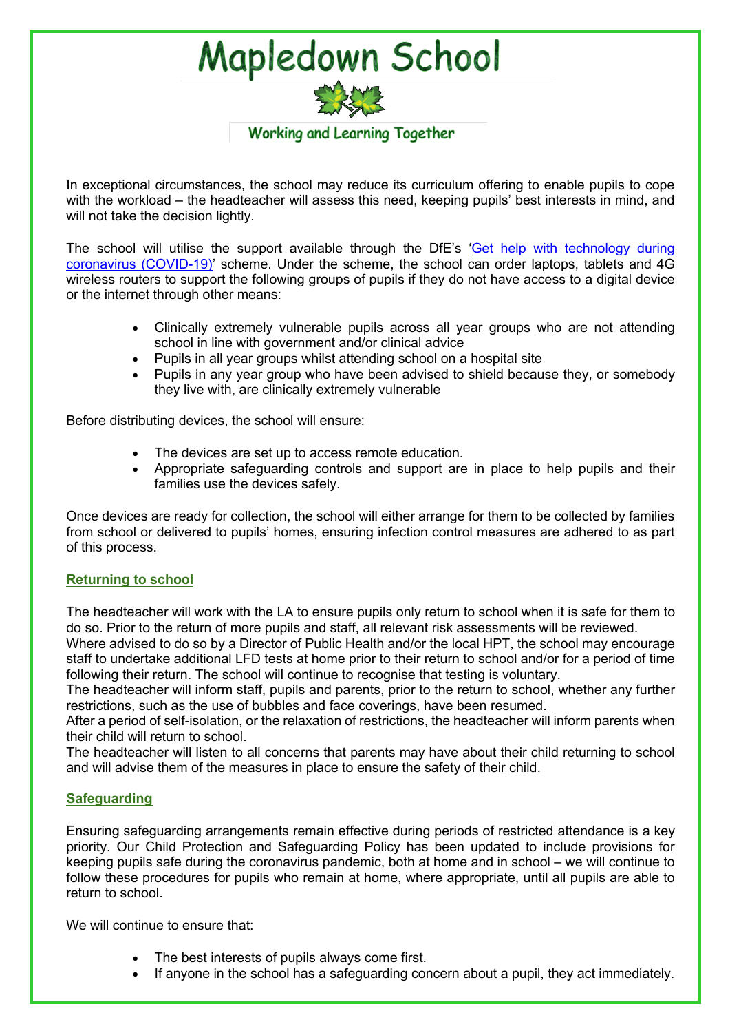In exceptional circumstances, the school may reduce its curriculum offering to enable pupils to cope with the workload – the headteacher will assess this need, keeping pupils' best interests in mind, and will not take the decision lightly.

The school will utilise the support available through the DfE's 'Get help with technology during coronavirus (COVID-19)' scheme. Under the scheme, the school can order laptops, tablets and 4G wireless routers to support the following groups of pupils if they do not have access to a digital device or the internet through other means:

- Clinically extremely vulnerable pupils across all year groups who are not attending school in line with government and/or clinical advice
- Pupils in all year groups whilst attending school on a hospital site
- Pupils in any year group who have been advised to shield because they, or somebody they live with, are clinically extremely vulnerable

Before distributing devices, the school will ensure:

- The devices are set up to access remote education.
- Appropriate safeguarding controls and support are in place to help pupils and their families use the devices safely.

Once devices are ready for collection, the school will either arrange for them to be collected by families from school or delivered to pupils' homes, ensuring infection control measures are adhered to as part of this process.

## Returning to school

The headteacher will work with the LA to ensure pupils only return to school when it is safe for them to do so. Prior to the return of more pupils and staff, all relevant risk assessments will be reviewed.

Where advised to do so by a Director of Public Health and/or the local HPT, the school may encourage staff to undertake additional LFD tests at home prior to their return to school and/or for a period of time following their return. The school will continue to recognise that testing is voluntary.

The headteacher will inform staff, pupils and parents, prior to the return to school, whether any further restrictions, such as the use of bubbles and face coverings, have been resumed.

After a period of self-isolation, or the relaxation of restrictions, the headteacher will inform parents when their child will return to school.

The headteacher will listen to all concerns that parents may have about their child returning to school and will advise them of the measures in place to ensure the safety of their child.

## Safeguarding

Ensuring safeguarding arrangements remain effective during periods of restricted attendance is a key priority. Our Child Protection and Safeguarding Policy has been updated to include provisions for keeping pupils safe during the coronavirus pandemic, both at home and in school – we will continue to follow these procedures for pupils who remain at home, where appropriate, until all pupils are able to return to school.

We will continue to ensure that:

- The best interests of pupils always come first.
- If anyone in the school has a safeguarding concern about a pupil, they act immediately.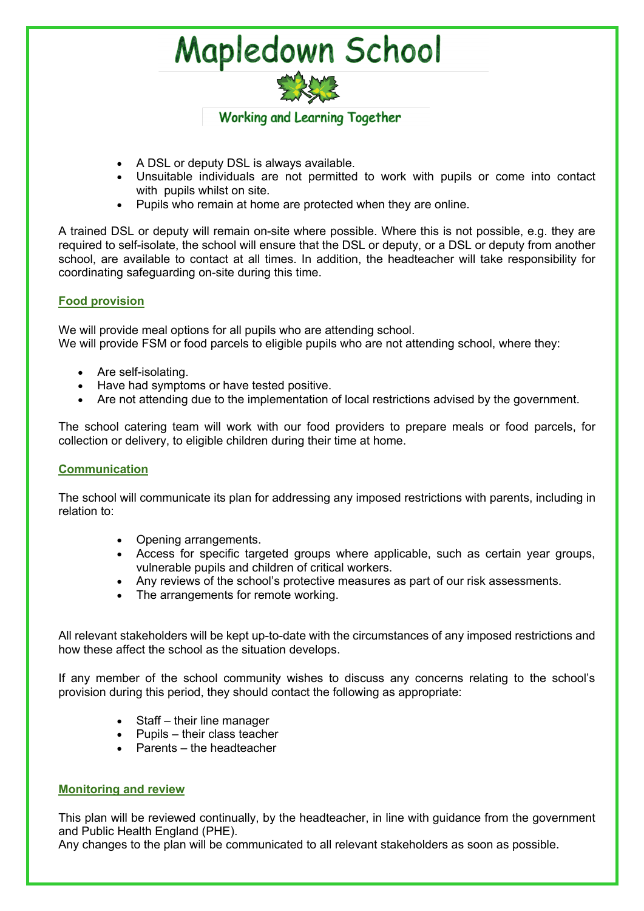- A DSL or deputy DSL is always available.
- Unsuitable individuals are not permitted to work with pupils or come into contact with pupils whilst on site.
- Pupils who remain at home are protected when they are online.

A trained DSL or deputy will remain on-site where possible. Where this is not possible, e.g. they are required to self-isolate, the school will ensure that the DSL or deputy, or a DSL or deputy from another school, are available to contact at all times. In addition, the headteacher will take responsibility for coordinating safeguarding on-site during this time.

## Food provision

We will provide meal options for all pupils who are attending school.
We will provide FSM or food parcels to eligible pupils who are not attending school, where they:

- Are self-isolating.
- Have had symptoms or have tested positive.
- Are not attending due to the implementation of local restrictions advised by the government.

The school catering team will work with our food providers to prepare meals or food parcels, for collection or delivery, to eligible children during their time at home.

## Communication

The school will communicate its plan for addressing any imposed restrictions with parents, including in relation to:

- Opening arrangements.
- Access for specific targeted groups where applicable, such as certain year groups, vulnerable pupils and children of critical workers.
- Any reviews of the school's protective measures as part of our risk assessments.
- The arrangements for remote working.

All relevant stakeholders will be kept up-to-date with the circumstances of any imposed restrictions and how these affect the school as the situation develops.

If any member of the school community wishes to discuss any concerns relating to the school's provision during this period, they should contact the following as appropriate:

- Staff – their line manager
- Pupils – their class teacher
- Parents – the headteacher

## Monitoring and review

This plan will be reviewed continually, by the headteacher, in line with guidance from the government and Public Health England (PHE).
Any changes to the plan will be communicated to all relevant stakeholders as soon as possible.